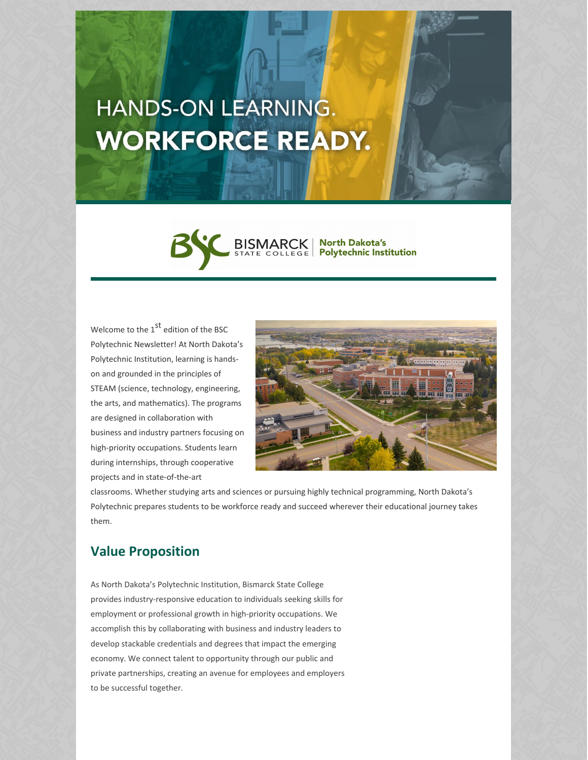# HANDS-ON LEARNING. WORKFORCE READY.

BISMARCK STATE COLLEGE | North Dakota's Polytechnic Institution

Welcome to the 1st edition of the BSC Polytechnic Newsletter! At North Dakota's Polytechnic Institution, learning is hands-on and grounded in the principles of STEAM (science, technology, engineering, the arts, and mathematics). The programs are designed in collaboration with business and industry partners focusing on high-priority occupations. Students learn during internships, through cooperative projects and in state-of-the-art classrooms. Whether studying arts and sciences or pursuing highly technical programming, North Dakota's Polytechnic prepares students to be workforce ready and succeed wherever their educational journey takes them.

## Value Proposition

As North Dakota's Polytechnic Institution, Bismarck State College provides industry-responsive education to individuals seeking skills for employment or professional growth in high-priority occupations. We accomplish this by collaborating with business and industry leaders to develop stackable credentials and degrees that impact the emerging economy. We connect talent to opportunity through our public and private partnerships, creating an avenue for employees and employers to be successful together.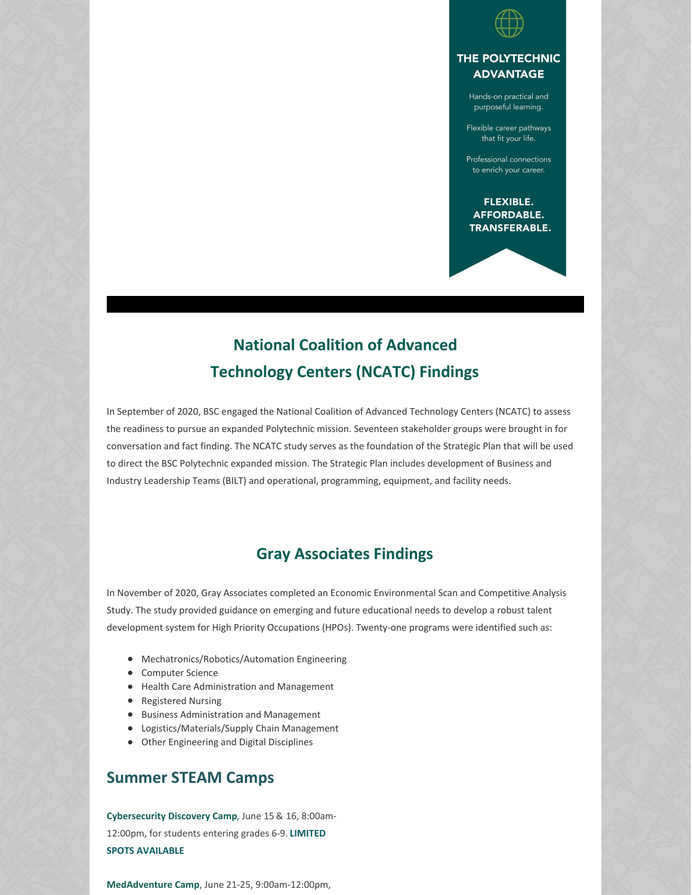### THE POLYTECHNIC ADVANTAGE

Hands-on practical and purposeful learning.

Flexible career pathways that fit your life.

Professional connections to enrich your career.

**FLEXIBLE. AFFORDABLE. TRANSFERABLE.**

## National Coalition of Advanced Technology Centers (NCATC) Findings

In September of 2020, BSC engaged the National Coalition of Advanced Technology Centers (NCATC) to assess the readiness to pursue an expanded Polytechnic mission. Seventeen stakeholder groups were brought in for conversation and fact finding. The NCATC study serves as the foundation of the Strategic Plan that will be used to direct the BSC Polytechnic expanded mission. The Strategic Plan includes development of Business and Industry Leadership Teams (BILT) and operational, programming, equipment, and facility needs.

## Gray Associates Findings

In November of 2020, Gray Associates completed an Economic Environmental Scan and Competitive Analysis Study. The study provided guidance on emerging and future educational needs to develop a robust talent development system for High Priority Occupations (HPOs). Twenty-one programs were identified such as:

- Mechatronics/Robotics/Automation Engineering
- Computer Science
- Health Care Administration and Management
- Registered Nursing
- Business Administration and Management
- Logistics/Materials/Supply Chain Management
- Other Engineering and Digital Disciplines

## Summer STEAM Camps

**Cybersecurity Discovery Camp**, June 15 & 16, 8:00am-12:00pm, for students entering grades 6-9. **LIMITED SPOTS AVAILABLE**

**MedAdventure Camp**, June 21-25, 9:00am-12:00pm,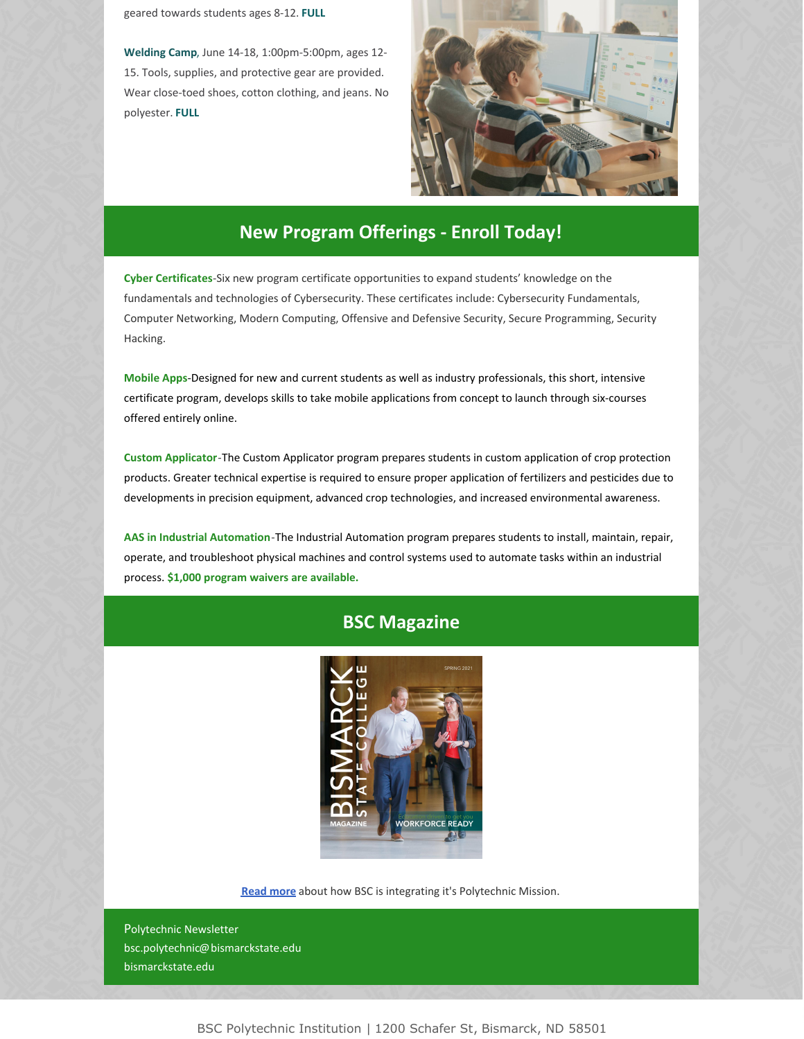geared towards students ages 8-12. **FULL**

**Welding Camp**, June 14-18, 1:00pm-5:00pm, ages 12-15. Tools, supplies, and protective gear are provided. Wear close-toed shoes, cotton clothing, and jeans. No polyester. **FULL**

## New Program Offerings - Enroll Today!

**Cyber Certificates**-Six new program certificate opportunities to expand students' knowledge on the fundamentals and technologies of Cybersecurity. These certificates include: Cybersecurity Fundamentals, Computer Networking, Modern Computing, Offensive and Defensive Security, Secure Programming, Security Hacking.

**Mobile Apps**-Designed for new and current students as well as industry professionals, this short, intensive certificate program, develops skills to take mobile applications from concept to launch through six-courses offered entirely online.

**Custom Applicator**-The Custom Applicator program prepares students in custom application of crop protection products. Greater technical expertise is required to ensure proper application of fertilizers and pesticides due to developments in precision equipment, advanced crop technologies, and increased environmental awareness.

**AAS in Industrial Automation**-The Industrial Automation program prepares students to install, maintain, repair, operate, and troubleshoot physical machines and control systems used to automate tasks within an industrial process. **$1,000 program waivers are available.**

## BSC Magazine

**Read more** about how BSC is integrating it's Polytechnic Mission.

Polytechnic Newsletter
bsc.polytechnic@bismarckstate.edu
bismarckstate.edu

BSC Polytechnic Institution | 1200 Schafer St, Bismarck, ND 58501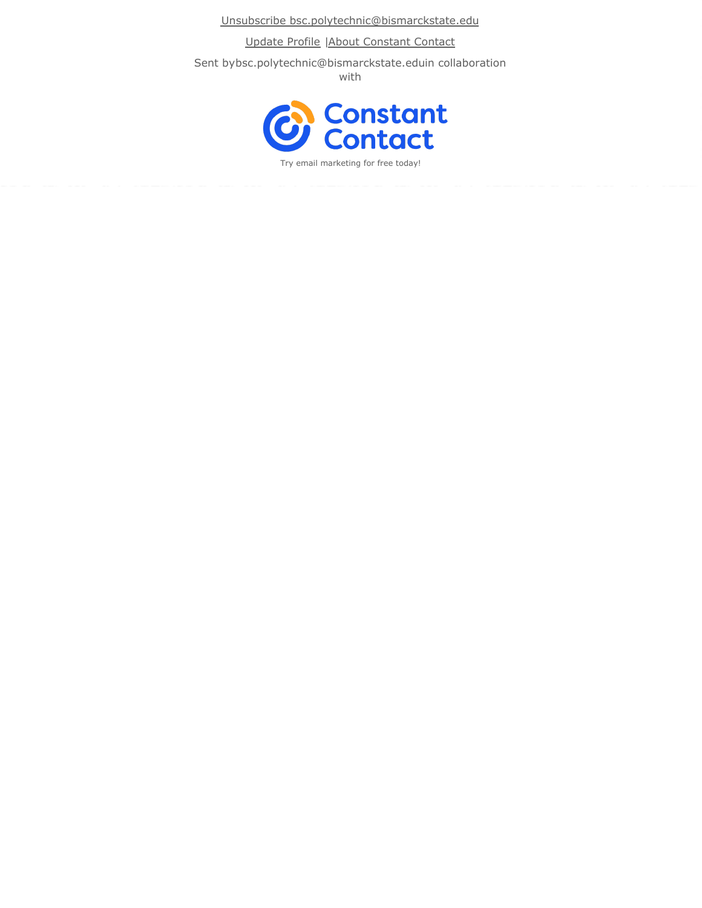Unsubscribe bsc.polytechnic@bismarckstate.edu

Update Profile |About Constant Contact

Sent bybsc.polytechnic@bismarckstate.eduin collaboration with

Constant Contact

Try email marketing for free today!